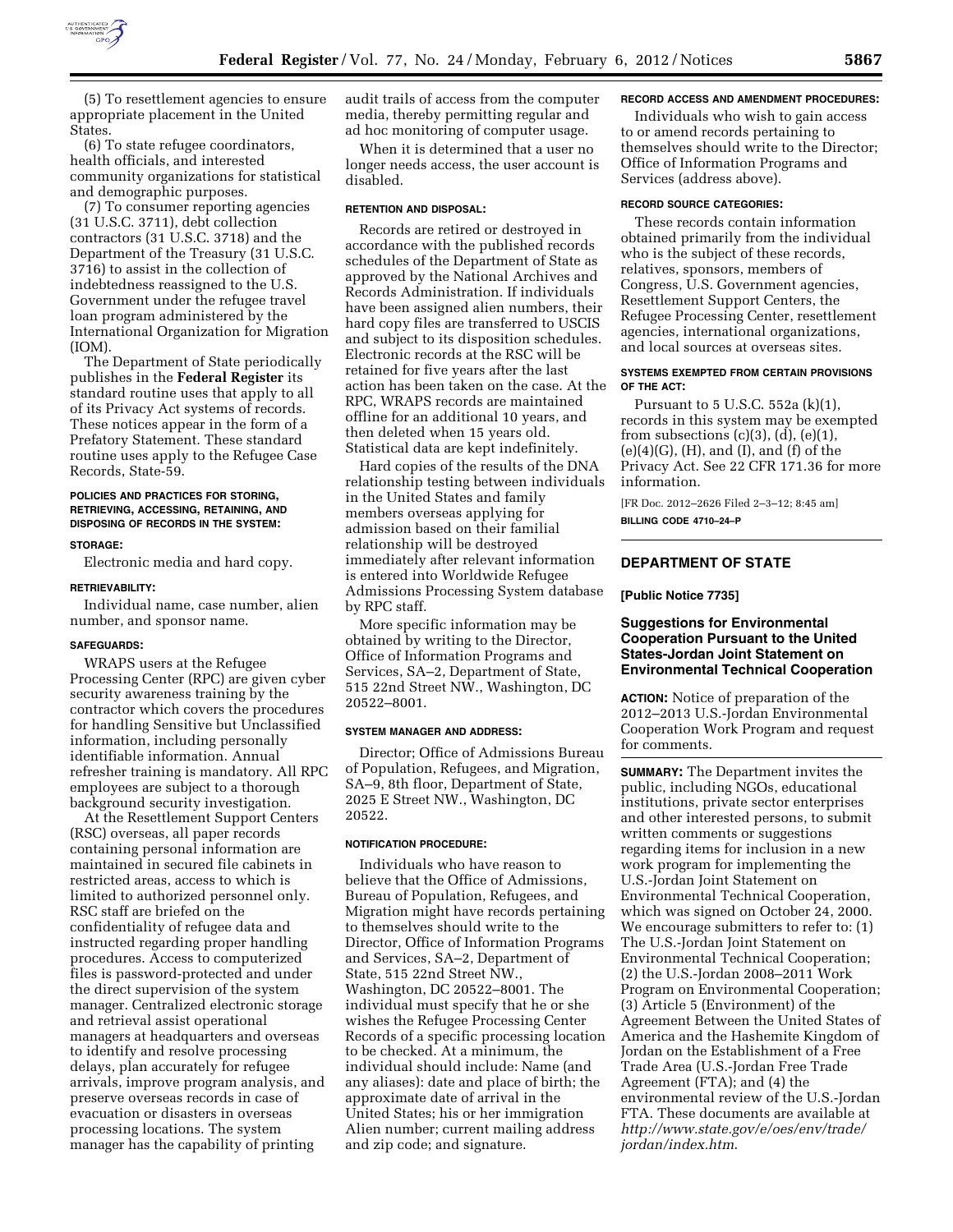(5) To resettlement agencies to ensure appropriate placement in the United States.

(6) To state refugee coordinators, health officials, and interested community organizations for statistical and demographic purposes.

(7) To consumer reporting agencies (31 U.S.C. 3711), debt collection contractors (31 U.S.C. 3718) and the Department of the Treasury (31 U.S.C. 3716) to assist in the collection of indebtedness reassigned to the U.S. Government under the refugee travel loan program administered by the International Organization for Migration (IOM).

The Department of State periodically publishes in the **Federal Register** its standard routine uses that apply to all of its Privacy Act systems of records. These notices appear in the form of a Prefatory Statement. These standard routine uses apply to the Refugee Case Records, State-59.

#### POLICIES AND PRACTICES FOR STORING, RETRIEVING, ACCESSING, RETAINING, AND DISPOSING OF RECORDS IN THE SYSTEM:

#### STORAGE:

Electronic media and hard copy.

#### RETRIEVABILITY:

Individual name, case number, alien number, and sponsor name.

#### SAFEGUARDS:

WRAPS users at the Refugee Processing Center (RPC) are given cyber security awareness training by the contractor which covers the procedures for handling Sensitive but Unclassified information, including personally identifiable information. Annual refresher training is mandatory. All RPC employees are subject to a thorough background security investigation.

At the Resettlement Support Centers (RSC) overseas, all paper records containing personal information are maintained in secured file cabinets in restricted areas, access to which is limited to authorized personnel only. RSC staff are briefed on the confidentiality of refugee data and instructed regarding proper handling procedures. Access to computerized files is password-protected and under the direct supervision of the system manager. Centralized electronic storage and retrieval assist operational managers at headquarters and overseas to identify and resolve processing delays, plan accurately for refugee arrivals, improve program analysis, and preserve overseas records in case of evacuation or disasters in overseas processing locations. The system manager has the capability of printing audit trails of access from the computer media, thereby permitting regular and ad hoc monitoring of computer usage.

When it is determined that a user no longer needs access, the user account is disabled.

#### RETENTION AND DISPOSAL:

Records are retired or destroyed in accordance with the published records schedules of the Department of State as approved by the National Archives and Records Administration. If individuals have been assigned alien numbers, their hard copy files are transferred to USCIS and subject to its disposition schedules. Electronic records at the RSC will be retained for five years after the last action has been taken on the case. At the RPC, WRAPS records are maintained offline for an additional 10 years, and then deleted when 15 years old. Statistical data are kept indefinitely.

Hard copies of the results of the DNA relationship testing between individuals in the United States and family members overseas applying for admission based on their familial relationship will be destroyed immediately after relevant information is entered into Worldwide Refugee Admissions Processing System database by RPC staff.

More specific information may be obtained by writing to the Director, Office of Information Programs and Services, SA–2, Department of State, 515 22nd Street NW., Washington, DC 20522–8001.

#### SYSTEM MANAGER AND ADDRESS:

Director; Office of Admissions Bureau of Population, Refugees, and Migration, SA–9, 8th floor, Department of State, 2025 E Street NW., Washington, DC 20522.

#### NOTIFICATION PROCEDURE:

Individuals who have reason to believe that the Office of Admissions, Bureau of Population, Refugees, and Migration might have records pertaining to themselves should write to the Director, Office of Information Programs and Services, SA–2, Department of State, 515 22nd Street NW., Washington, DC 20522–8001. The individual must specify that he or she wishes the Refugee Processing Center Records of a specific processing location to be checked. At a minimum, the individual should include: Name (and any aliases): date and place of birth; the approximate date of arrival in the United States; his or her immigration Alien number; current mailing address and zip code; and signature.

#### RECORD ACCESS AND AMENDMENT PROCEDURES:

Individuals who wish to gain access to or amend records pertaining to themselves should write to the Director; Office of Information Programs and Services (address above).

#### RECORD SOURCE CATEGORIES:

These records contain information obtained primarily from the individual who is the subject of these records, relatives, sponsors, members of Congress, U.S. Government agencies, Resettlement Support Centers, the Refugee Processing Center, resettlement agencies, international organizations, and local sources at overseas sites.

#### SYSTEMS EXEMPTED FROM CERTAIN PROVISIONS OF THE ACT:

Pursuant to 5 U.S.C. 552a (k)(1), records in this system may be exempted from subsections (c)(3), (d), (e)(1), (e)(4)(G), (H), and (I), and (f) of the Privacy Act. See 22 CFR 171.36 for more information.

[FR Doc. 2012–2626 Filed 2–3–12; 8:45 am]

**BILLING CODE 4710–24–P**

---

## DEPARTMENT OF STATE

**[Public Notice 7735]**

### Suggestions for Environmental Cooperation Pursuant to the United States-Jordan Joint Statement on Environmental Technical Cooperation

**ACTION:** Notice of preparation of the 2012–2013 U.S.-Jordan Environmental Cooperation Work Program and request for comments.

**SUMMARY:** The Department invites the public, including NGOs, educational institutions, private sector enterprises and other interested persons, to submit written comments or suggestions regarding items for inclusion in a new work program for implementing the U.S.-Jordan Joint Statement on Environmental Technical Cooperation, which was signed on October 24, 2000. We encourage submitters to refer to: (1) The U.S.-Jordan Joint Statement on Environmental Technical Cooperation; (2) the U.S.-Jordan 2008–2011 Work Program on Environmental Cooperation; (3) Article 5 (Environment) of the Agreement Between the United States of America and the Hashemite Kingdom of Jordan on the Establishment of a Free Trade Area (U.S.-Jordan Free Trade Agreement (FTA); and (4) the environmental review of the U.S.-Jordan FTA. These documents are available at *http://www.state.gov/e/oes/env/trade/jordan/index.htm*.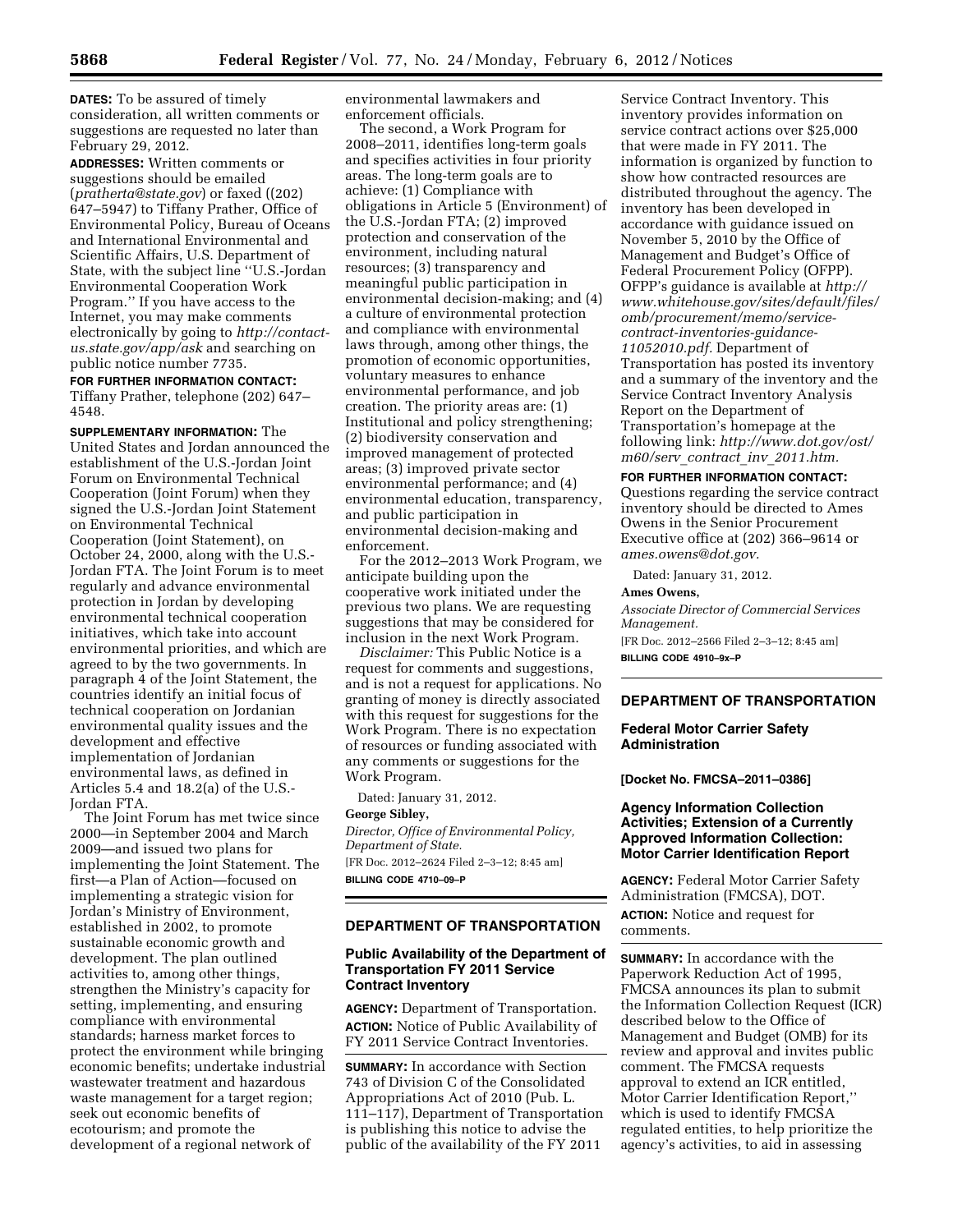**DATES:** To be assured of timely consideration, all written comments or suggestions are requested no later than February 29, 2012.

**ADDRESSES:** Written comments or suggestions should be emailed (*pratherta@state.gov*) or faxed ((202) 647–5947) to Tiffany Prather, Office of Environmental Policy, Bureau of Oceans and International Environmental and Scientific Affairs, U.S. Department of State, with the subject line ''U.S.-Jordan Environmental Cooperation Work Program.'' If you have access to the Internet, you may make comments electronically by going to *http://contact-us.state.gov/app/ask* and searching on public notice number 7735.

**FOR FURTHER INFORMATION CONTACT:** Tiffany Prather, telephone (202) 647–4548.

**SUPPLEMENTARY INFORMATION:** The United States and Jordan announced the establishment of the U.S.-Jordan Joint Forum on Environmental Technical Cooperation (Joint Forum) when they signed the U.S.-Jordan Joint Statement on Environmental Technical Cooperation (Joint Statement), on October 24, 2000, along with the U.S.-Jordan FTA. The Joint Forum is to meet regularly and advance environmental protection in Jordan by developing environmental technical cooperation initiatives, which take into account environmental priorities, and which are agreed to by the two governments. In paragraph 4 of the Joint Statement, the countries identify an initial focus of technical cooperation on Jordanian environmental quality issues and the development and effective implementation of Jordanian environmental laws, as defined in Articles 5.4 and 18.2(a) of the U.S.-Jordan FTA.

The Joint Forum has met twice since 2000—in September 2004 and March 2009—and issued two plans for implementing the Joint Statement. The first—a Plan of Action—focused on implementing a strategic vision for Jordan's Ministry of Environment, established in 2002, to promote sustainable economic growth and development. The plan outlined activities to, among other things, strengthen the Ministry's capacity for setting, implementing, and ensuring compliance with environmental standards; harness market forces to protect the environment while bringing economic benefits; undertake industrial wastewater treatment and hazardous waste management for a target region; seek out economic benefits of ecotourism; and promote the development of a regional network of environmental lawmakers and enforcement officials.

The second, a Work Program for 2008–2011, identifies long-term goals and specifies activities in four priority areas. The long-term goals are to achieve: (1) Compliance with obligations in Article 5 (Environment) of the U.S.-Jordan FTA; (2) improved protection and conservation of the environment, including natural resources; (3) transparency and meaningful public participation in environmental decision-making; and (4) a culture of environmental protection and compliance with environmental laws through, among other things, the promotion of economic opportunities, voluntary measures to enhance environmental performance, and job creation. The priority areas are: (1) Institutional and policy strengthening; (2) biodiversity conservation and improved management of protected areas; (3) improved private sector environmental performance; and (4) environmental education, transparency, and public participation in environmental decision-making and enforcement.

For the 2012–2013 Work Program, we anticipate building upon the cooperative work initiated under the previous two plans. We are requesting suggestions that may be considered for inclusion in the next Work Program.

*Disclaimer:* This Public Notice is a request for comments and suggestions, and is not a request for applications. No granting of money is directly associated with this request for suggestions for the Work Program. There is no expectation of resources or funding associated with any comments or suggestions for the Work Program.

Dated: January 31, 2012.

**George Sibley,**

*Director, Office of Environmental Policy, Department of State.*

[FR Doc. 2012–2624 Filed 2–3–12; 8:45 am]

**BILLING CODE 4710–09–P**

## DEPARTMENT OF TRANSPORTATION

### Public Availability of the Department of Transportation FY 2011 Service Contract Inventory

**AGENCY:** Department of Transportation.

**ACTION:** Notice of Public Availability of FY 2011 Service Contract Inventories.

**SUMMARY:** In accordance with Section 743 of Division C of the Consolidated Appropriations Act of 2010 (Pub. L. 111–117), Department of Transportation is publishing this notice to advise the public of the availability of the FY 2011 Service Contract Inventory. This inventory provides information on service contract actions over $25,000 that were made in FY 2011. The information is organized by function to show how contracted resources are distributed throughout the agency. The inventory has been developed in accordance with guidance issued on November 5, 2010 by the Office of Management and Budget's Office of Federal Procurement Policy (OFPP). OFPP's guidance is available at *http://www.whitehouse.gov/sites/default/files/omb/procurement/memo/service-contract-inventories-guidance-11052010.pdf*. Department of Transportation has posted its inventory and a summary of the inventory and the Service Contract Inventory Analysis Report on the Department of Transportation's homepage at the following link: *http://www.dot.gov/ost/m60/serv_contract_inv_2011.htm.*

**FOR FURTHER INFORMATION CONTACT:** Questions regarding the service contract inventory should be directed to Ames Owens in the Senior Procurement Executive office at (202) 366–9614 or *ames.owens@dot.gov*.

Dated: January 31, 2012.

**Ames Owens,**

*Associate Director of Commercial Services Management.*

[FR Doc. 2012–2566 Filed 2–3–12; 8:45 am]

**BILLING CODE 4910–9x–P**

## DEPARTMENT OF TRANSPORTATION

### Federal Motor Carrier Safety Administration

**[Docket No. FMCSA–2011–0386]**

### Agency Information Collection Activities; Extension of a Currently Approved Information Collection: Motor Carrier Identification Report

**AGENCY:** Federal Motor Carrier Safety Administration (FMCSA), DOT.

**ACTION:** Notice and request for comments.

**SUMMARY:** In accordance with the Paperwork Reduction Act of 1995, FMCSA announces its plan to submit the Information Collection Request (ICR) described below to the Office of Management and Budget (OMB) for its review and approval and invites public comment. The FMCSA requests approval to extend an ICR entitled, Motor Carrier Identification Report,'' which is used to identify FMCSA regulated entities, to help prioritize the agency's activities, to aid in assessing